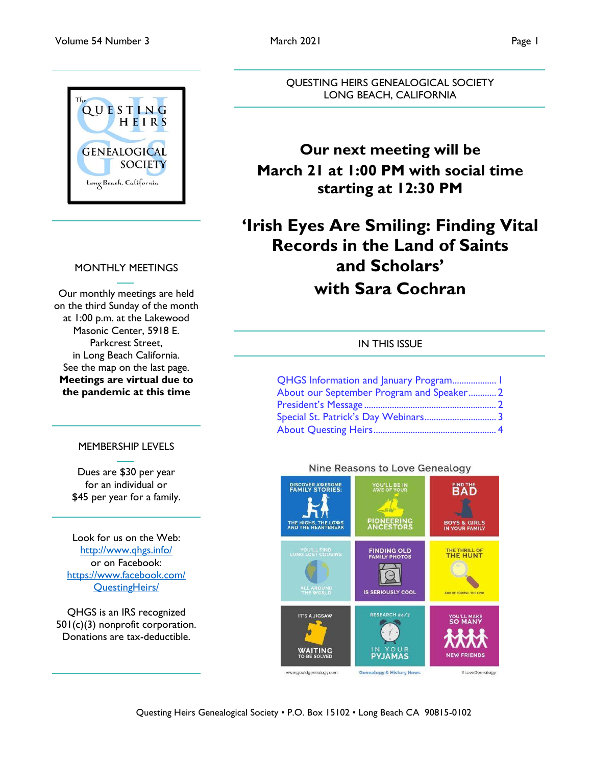QUESTING HEIRS GENEALOGICAL SOCIETY
LONG BEACH, CALIFORNIA

## Our next meeting will be March 21 at 1:00 PM with social time starting at 12:30 PM

## 'Irish Eyes Are Smiling: Finding Vital Records in the Land of Saints and Scholars' with Sara Cochran

### IN THIS ISSUE

- QHGS Information and January Program .................. 1
- About our September Program and Speaker ........... 2
- President's Message .................................................. 2
- Special St. Patrick's Day Webinars ............................. 3
- About Questing Heirs .................................................. 4

Nine Reasons to Love Genealogy

### MONTHLY MEETINGS

Our monthly meetings are held on the third Sunday of the month at 1:00 p.m. at the Lakewood Masonic Center, 5918 E. Parkcrest Street, in Long Beach California. See the map on the last page.

**Meetings are virtual due to the pandemic at this time**

### MEMBERSHIP LEVELS

Dues are $30 per year for an individual or $45 per year for a family.

Look for us on the Web: http://www.qhgs.info/ or on Facebook: https://www.facebook.com/QuestingHeirs/

QHGS is an IRS recognized 501(c)(3) nonprofit corporation. Donations are tax-deductible.

Questing Heirs Genealogical Society • P.O. Box 15102 • Long Beach CA 90815-0102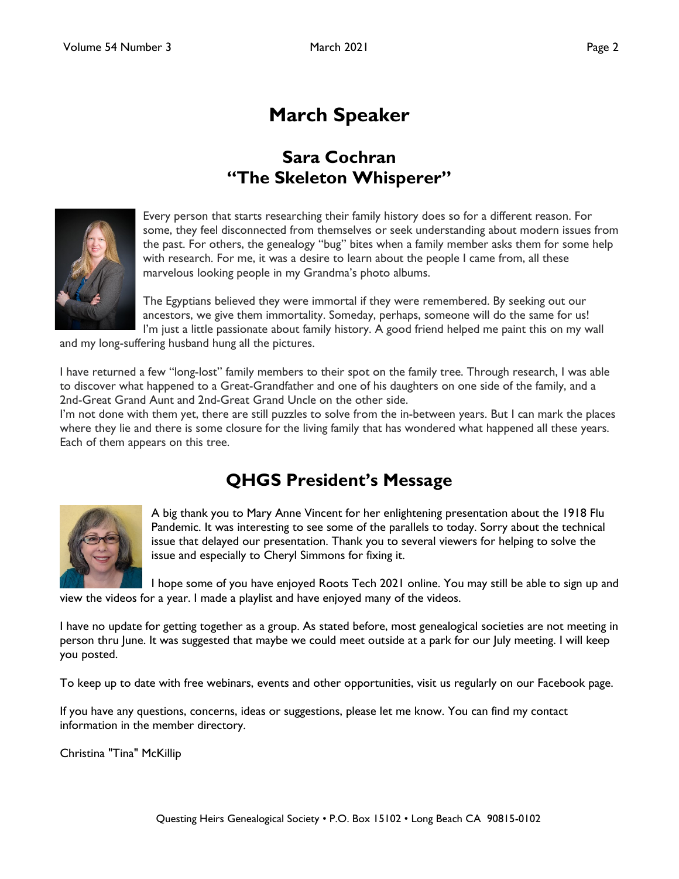# March Speaker

## Sara Cochran
## "The Skeleton Whisperer"

Every person that starts researching their family history does so for a different reason. For some, they feel disconnected from themselves or seek understanding about modern issues from the past. For others, the genealogy "bug" bites when a family member asks them for some help with research. For me, it was a desire to learn about the people I came from, all these marvelous looking people in my Grandma's photo albums.

The Egyptians believed they were immortal if they were remembered. By seeking out our ancestors, we give them immortality. Someday, perhaps, someone will do the same for us! I'm just a little passionate about family history. A good friend helped me paint this on my wall and my long-suffering husband hung all the pictures.

I have returned a few "long-lost" family members to their spot on the family tree. Through research, I was able to discover what happened to a Great-Grandfather and one of his daughters on one side of the family, and a 2nd-Great Grand Aunt and 2nd-Great Grand Uncle on the other side.
I'm not done with them yet, there are still puzzles to solve from the in-between years. But I can mark the places where they lie and there is some closure for the living family that has wondered what happened all these years. Each of them appears on this tree.

# QHGS President's Message

A big thank you to Mary Anne Vincent for her enlightening presentation about the 1918 Flu Pandemic. It was interesting to see some of the parallels to today. Sorry about the technical issue that delayed our presentation. Thank you to several viewers for helping to solve the issue and especially to Cheryl Simmons for fixing it.

I hope some of you have enjoyed Roots Tech 2021 online. You may still be able to sign up and view the videos for a year. I made a playlist and have enjoyed many of the videos.

I have no update for getting together as a group. As stated before, most genealogical societies are not meeting in person thru June. It was suggested that maybe we could meet outside at a park for our July meeting. I will keep you posted.

To keep up to date with free webinars, events and other opportunities, visit us regularly on our Facebook page.

If you have any questions, concerns, ideas or suggestions, please let me know. You can find my contact information in the member directory.

Christina "Tina" McKillip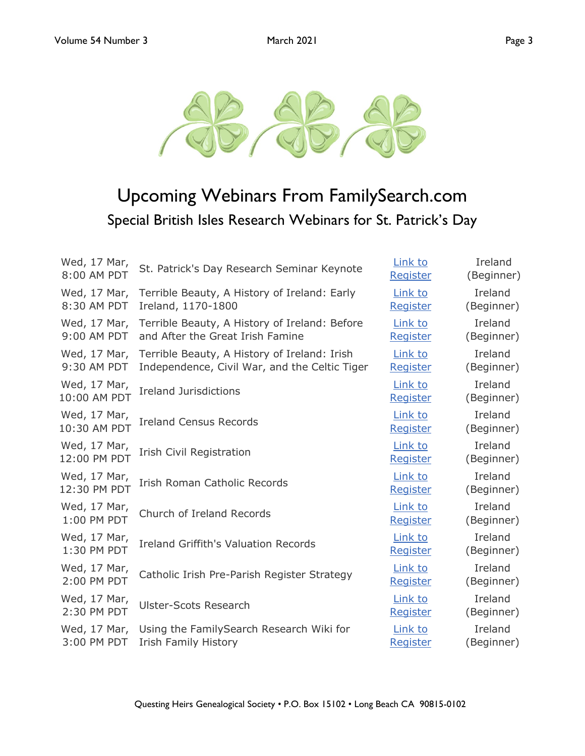# Upcoming Webinars From FamilySearch.com

## Special British Isles Research Webinars for St. Patrick's Day

| Date/Time | Webinar | Registration | Topic |
|---|---|---|---|
| Wed, 17 Mar, 8:00 AM PDT | St. Patrick's Day Research Seminar Keynote | Link to Register | Ireland (Beginner) |
| Wed, 17 Mar, 8:30 AM PDT | Terrible Beauty, A History of Ireland: Early Ireland, 1170-1800 | Link to Register | Ireland (Beginner) |
| Wed, 17 Mar, 9:00 AM PDT | Terrible Beauty, A History of Ireland: Before and After the Great Irish Famine | Link to Register | Ireland (Beginner) |
| Wed, 17 Mar, 9:30 AM PDT | Terrible Beauty, A History of Ireland: Irish Independence, Civil War, and the Celtic Tiger | Link to Register | Ireland (Beginner) |
| Wed, 17 Mar, 10:00 AM PDT | Ireland Jurisdictions | Link to Register | Ireland (Beginner) |
| Wed, 17 Mar, 10:30 AM PDT | Ireland Census Records | Link to Register | Ireland (Beginner) |
| Wed, 17 Mar, 12:00 PM PDT | Irish Civil Registration | Link to Register | Ireland (Beginner) |
| Wed, 17 Mar, 12:30 PM PDT | Irish Roman Catholic Records | Link to Register | Ireland (Beginner) |
| Wed, 17 Mar, 1:00 PM PDT | Church of Ireland Records | Link to Register | Ireland (Beginner) |
| Wed, 17 Mar, 1:30 PM PDT | Ireland Griffith's Valuation Records | Link to Register | Ireland (Beginner) |
| Wed, 17 Mar, 2:00 PM PDT | Catholic Irish Pre-Parish Register Strategy | Link to Register | Ireland (Beginner) |
| Wed, 17 Mar, 2:30 PM PDT | Ulster-Scots Research | Link to Register | Ireland (Beginner) |
| Wed, 17 Mar, 3:00 PM PDT | Using the FamilySearch Research Wiki for Irish Family History | Link to Register | Ireland (Beginner) |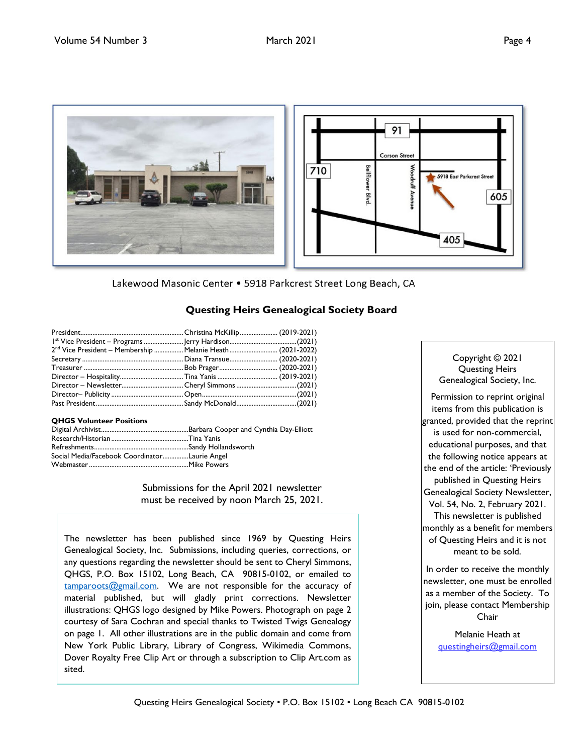Lakewood Masonic Center • 5918 Parkcrest Street Long Beach, CA

## Questing Heirs Genealogical Society Board

| | | |
|---|---|---|
| President | Christina McKillip | (2019-2021) |
| 1st Vice President – Programs | Jerry Hardison | (2021) |
| 2nd Vice President – Membership | Melanie Heath | (2021-2022) |
| Secretary | Diana Transue | (2020-2021) |
| Treasurer | Bob Prager | (2020-2021) |
| Director – Hospitality | Tina Yanis | (2019-2021) |
| Director – Newsletter | Cheryl Simmons | (2021) |
| Director– Publicity | Open | (2021) |
| Past President | Sandy McDonald | (2021) |

**QHGS Volunteer Positions**

| | |
|---|---|
| Digital Archivist | Barbara Cooper and Cynthia Day-Elliott |
| Research/Historian | Tina Yanis |
| Refreshments | Sandy Hollandsworth |
| Social Media/Facebook Coordinator | Laurie Angel |
| Webmaster | Mike Powers |

Submissions for the April 2021 newsletter must be received by noon March 25, 2021.

The newsletter has been published since 1969 by Questing Heirs Genealogical Society, Inc. Submissions, including queries, corrections, or any questions regarding the newsletter should be sent to Cheryl Simmons, QHGS, P.O. Box 15102, Long Beach, CA 90815-0102, or emailed to tamparoots@gmail.com. We are not responsible for the accuracy of material published, but will gladly print corrections. Newsletter illustrations: QHGS logo designed by Mike Powers. Photograph on page 2 courtesy of Sara Cochran and special thanks to Twisted Twigs Genealogy on page 1. All other illustrations are in the public domain and come from New York Public Library, Library of Congress, Wikimedia Commons, Dover Royalty Free Clip Art or through a subscription to Clip Art.com as sited.

Copyright © 2021 Questing Heirs Genealogical Society, Inc.

Permission to reprint original items from this publication is granted, provided that the reprint is used for non-commercial, educational purposes, and that the following notice appears at the end of the article: 'Previously published in Questing Heirs Genealogical Society Newsletter, Vol. 54, No. 2, February 2021. This newsletter is published monthly as a benefit for members of Questing Heirs and it is not meant to be sold.

In order to receive the monthly newsletter, one must be enrolled as a member of the Society. To join, please contact Membership Chair

Melanie Heath at questingheirs@gmail.com

Questing Heirs Genealogical Society • P.O. Box 15102 • Long Beach CA 90815-0102